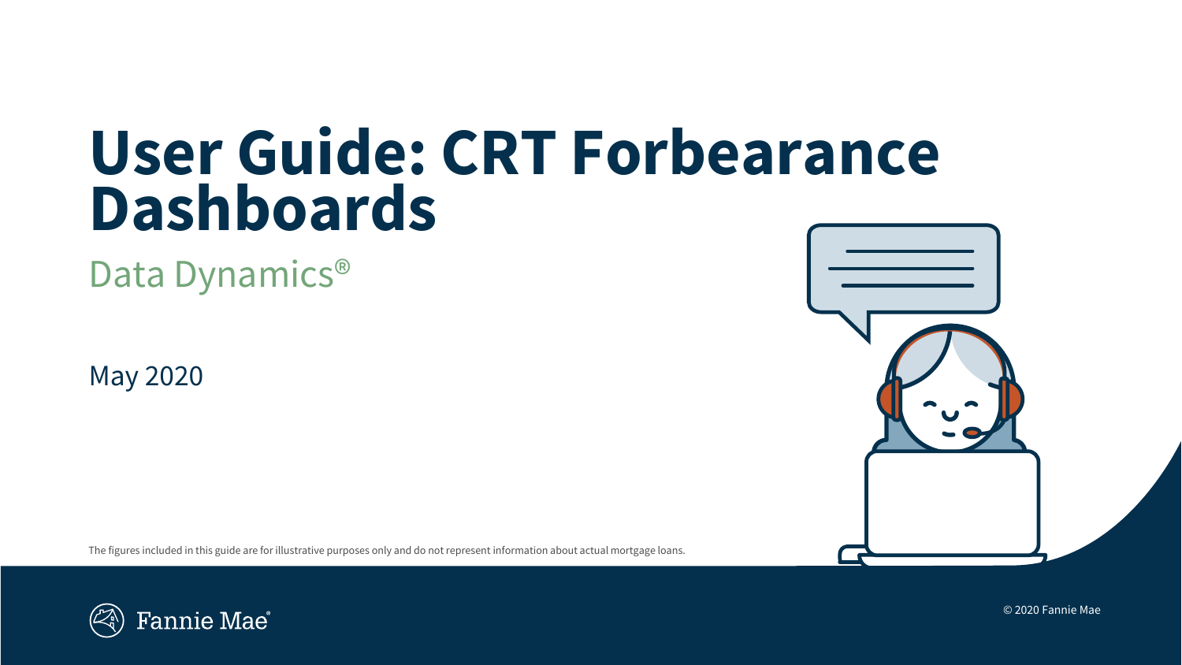# User Guide: CRT Forbearance Dashboards

## Data Dynamics®

May 2020

The figures included in this guide are for illustrative purposes only and do not represent information about actual mortgage loans.

Fannie Mae®

© 2020 Fannie Mae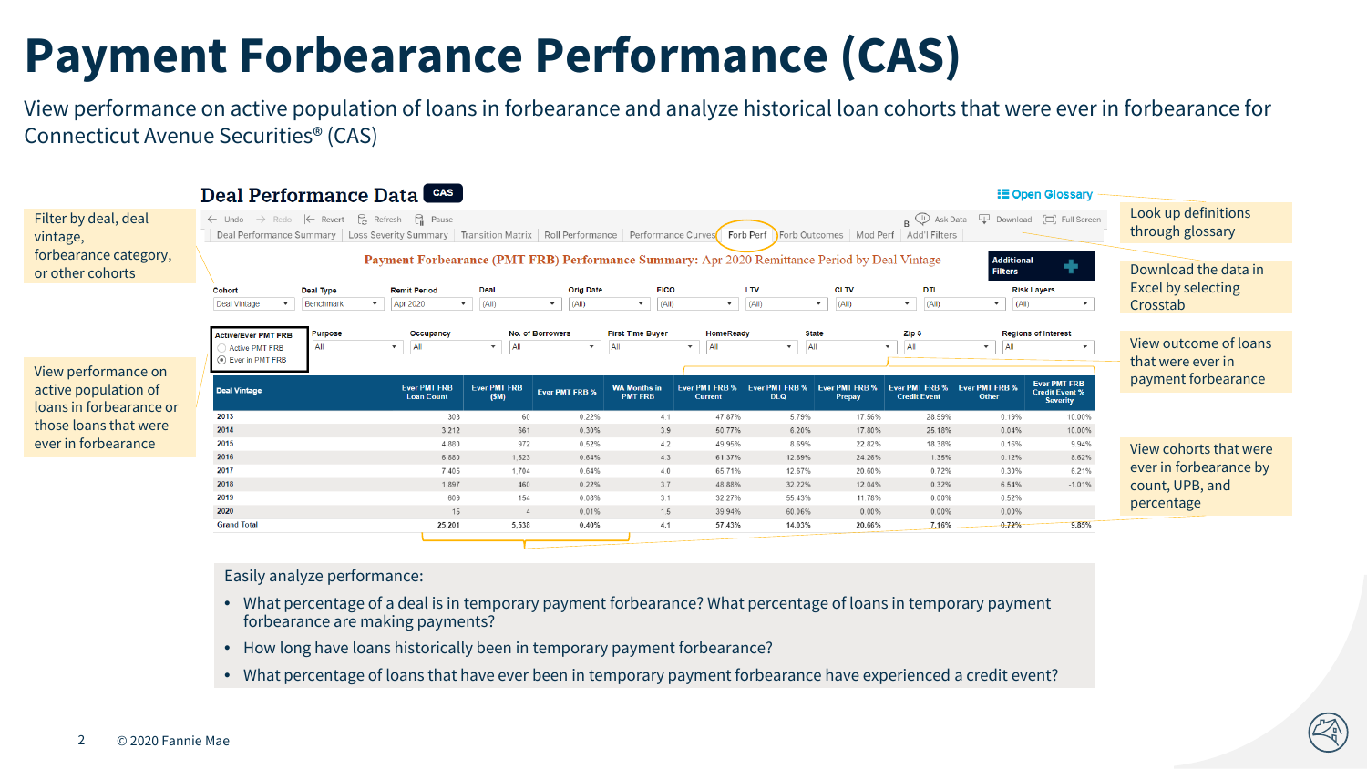# Payment Forbearance Performance (CAS)

View performance on active population of loans in forbearance and analyze historical loan cohorts that were ever in forbearance for Connecticut Avenue Securities® (CAS)

## Deal Performance Data CAS

Filter by deal, deal vintage, forbearance category, or other cohorts

View performance on active population of loans in forbearance or those loans that were ever in forbearance

Look up definitions through glossary

Download the data in Excel by selecting Crosstab

View outcome of loans that were ever in payment forbearance

View cohorts that were ever in forbearance by count, UPB, and percentage

**Payment Forbearance (PMT FRB) Performance Summary: Apr 2020 Remittance Period by Deal Vintage**

| Deal Vintage | Ever PMT FRB Loan Count | Ever PMT FRB ($M) | Ever PMT FRB % | WA Months in PMT FRB | Ever PMT FRB % Current | Ever PMT FRB % DLQ | Ever PMT FRB % Prepay | Ever PMT FRB % Credit Event | Ever PMT FRB % Other | Ever PMT FRB Credit Event % Severity |
|---|---|---|---|---|---|---|---|---|---|---|
| 2013 | 303 | 60 | 0.22% | 4.1 | 47.87% | 5.79% | 17.56% | 28.59% | 0.19% | 10.00% |
| 2014 | 3,212 | 661 | 0.30% | 3.9 | 50.77% | 6.20% | 17.80% | 25.18% | 0.04% | 10.00% |
| 2015 | 4,880 | 972 | 0.52% | 4.2 | 49.95% | 8.69% | 22.82% | 18.38% | 0.16% | 9.94% |
| 2016 | 6,880 | 1,523 | 0.64% | 4.3 | 61.37% | 12.89% | 24.26% | 1.35% | 0.12% | 8.62% |
| 2017 | 7,405 | 1,704 | 0.64% | 4.0 | 65.71% | 12.67% | 20.60% | 0.72% | 0.30% | 6.21% |
| 2018 | 1,897 | 460 | 0.22% | 3.7 | 48.88% | 32.22% | 12.04% | 0.32% | 6.54% | -1.01% |
| 2019 | 609 | 154 | 0.08% | 3.1 | 32.27% | 55.43% | 11.78% | 0.00% | 0.52% | |
| 2020 | 15 | 4 | 0.01% | 1.5 | 39.94% | 60.06% | 0.00% | 0.00% | 0.00% | |
| Grand Total | 25,201 | 5,538 | 0.40% | 4.1 | 57.43% | 14.03% | 20.66% | 7.16% | 0.72% | 9.85% |

Easily analyze performance:

- What percentage of a deal is in temporary payment forbearance? What percentage of loans in temporary payment forbearance are making payments?
- How long have loans historically been in temporary payment forbearance?
- What percentage of loans that have ever been in temporary payment forbearance have experienced a credit event?

© 2020 Fannie Mae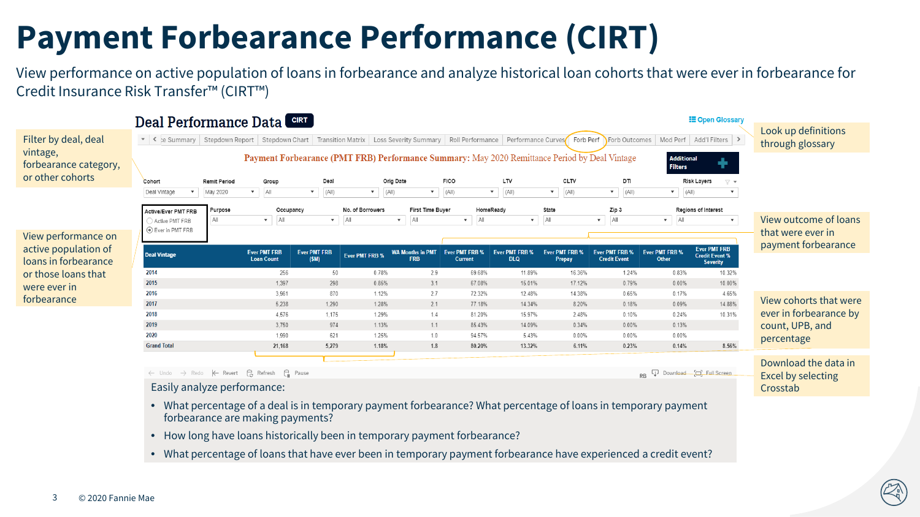# Payment Forbearance Performance (CIRT)

View performance on active population of loans in forbearance and analyze historical loan cohorts that were ever in forbearance for Credit Insurance Risk Transfer™ (CIRT™)

## Deal Performance Data CIRT

Open Glossary

Tabs: ...e Summary | Stepdown Report | Stepdown Chart | Transition Matrix | Loss Severity Summary | Roll Performance | Performance Curves | Forb Perf | Forb Outcomes | Mod Perf | Add'l Filters

**Payment Forbearance (PMT FRB) Performance Summary:** May 2020 Remittance Period by Deal Vintage

Additional Filters

| Cohort | Remit Period | Group | Deal | Orig Date | FICO | LTV | CLTV | DTI | Risk Layers |
|---|---|---|---|---|---|---|---|---|---|
| Deal Vintage | May 2020 | All | (All) | (All) | (All) | (All) | (All) | (All) | (All) |

| Active/Ever PMT FRB | Purpose | Occupancy | No. of Borrowers | First Time Buyer | HomeReady | State | Zip 3 | Regions of Interest |
|---|---|---|---|---|---|---|---|---|
| ○ Active PMT FRB / ◉ Ever in PMT FRB | All | All | All | All | All | All | All | All |

| Deal Vintage | Ever PMT FRB Loan Count | Ever PMT FRB ($M) | Ever PMT FRB % | WA Months in PMT FRB | Ever PMT FRB % Current | Ever PMT FRB % DLQ | Ever PMT FRB % Prepay | Ever PMT FRB % Credit Event | Ever PMT FRB % Other | Ever PMT FRB Credit Event % Severity |
|---|---|---|---|---|---|---|---|---|---|---|
| 2014 | 256 | 50 | 0.78% | 2.9 | 69.68% | 11.89% | 16.36% | 1.24% | 0.83% | 10.32% |
| 2015 | 1,397 | 298 | 0.86% | 3.1 | 67.08% | 15.01% | 17.12% | 0.79% | 0.00% | 10.00% |
| 2016 | 3,961 | 870 | 1.12% | 2.7 | 72.32% | 12.48% | 14.38% | 0.65% | 0.17% | 4.65% |
| 2017 | 5,238 | 1,290 | 1.28% | 2.1 | 77.18% | 14.34% | 8.20% | 0.18% | 0.09% | 14.88% |
| 2018 | 4,576 | 1,175 | 1.29% | 1.4 | 81.20% | 15.97% | 2.48% | 0.10% | 0.24% | 10.31% |
| 2019 | 3,750 | 974 | 1.13% | 1.1 | 85.43% | 14.09% | 0.34% | 0.00% | 0.13% | |
| 2020 | 1,990 | 621 | 1.25% | 1.0 | 94.57% | 5.43% | 0.00% | 0.00% | 0.00% | |
| Grand Total | 21,168 | 5,279 | 1.18% | 1.8 | 80.20% | 13.32% | 6.11% | 0.23% | 0.14% | 8.56% |

Undo | Redo | Revert | Refresh | Pause | RB | Download | Full Screen

Easily analyze performance:

- What percentage of a deal is in temporary payment forbearance? What percentage of loans in temporary payment forbearance are making payments?
- How long have loans historically been in temporary payment forbearance?
- What percentage of loans that have ever been in temporary payment forbearance have experienced a credit event?

Filter by deal, deal vintage, forbearance category, or other cohorts

View performance on active population of loans in forbearance or those loans that were ever in forbearance

Look up definitions through glossary

View outcome of loans that were ever in payment forbearance

View cohorts that were ever in forbearance by count, UPB, and percentage

Download the data in Excel by selecting Crosstab

© 2020 Fannie Mae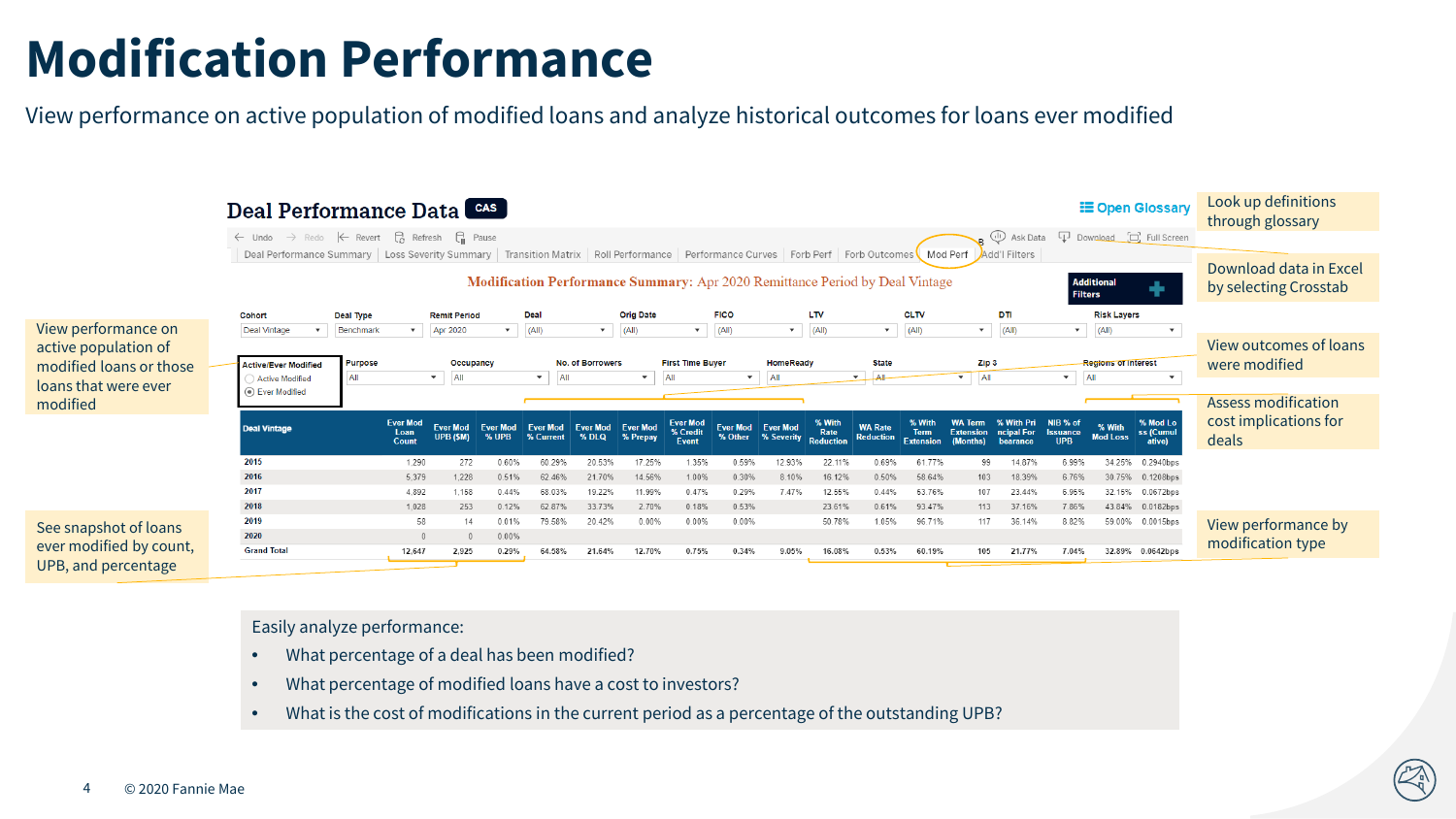# Modification Performance

View performance on active population of modified loans and analyze historical outcomes for loans ever modified

## Deal Performance Data CAS

Open Glossary

Undo | Redo | Revert | Refresh | Pause | Ask Data | Download | Full Screen

Deal Performance Summary | Loss Severity Summary | Transition Matrix | Roll Performance | Performance Curves | Forb Perf | Forb Outcomes | Mod Perf | Add'l Filters

**Modification Performance Summary:** Apr 2020 Remittance Period by Deal Vintage

Additional Filters

Cohort: Deal Vintage | Deal Type: Benchmark | Remit Period: Apr 2020 | Deal: (All) | Orig Date: (All) | FICO: (All) | LTV: (All) | CLTV: (All) | DTI: (All) | Risk Layers: (All)

Active/Ever Modified: Active Modified / Ever Modified | Purpose: All | Occupancy: All | No. of Borrowers: All | First Time Buyer: All | HomeReady: All | State: All | Zip 3: All | Regions of Interest: All

| Deal Vintage | Ever Mod Loan Count | Ever Mod UPB ($M) | Ever Mod % UPB | Ever Mod % Current | Ever Mod % DLQ | Ever Mod % Prepay | Ever Mod % Credit Event | Ever Mod % Other | Ever Mod % Severity | % With Rate Reduction | WA Rate Reduction | % With Term Extension | WA Term Extension (Months) | % With Principal Forbearance | NIB % of Issuance UPB | % With Mod Loss | % Mod Loss (Cumulative) |
|---|---|---|---|---|---|---|---|---|---|---|---|---|---|---|---|---|---|
| 2015 | 1,290 | 272 | 0.60% | 60.29% | 20.53% | 17.25% | 1.35% | 0.59% | 12.93% | 22.11% | 0.69% | 61.77% | 99 | 14.87% | 6.99% | 34.25% | 0.2940bps |
| 2016 | 5,379 | 1,228 | 0.51% | 62.46% | 21.70% | 14.56% | 1.00% | 0.30% | 8.10% | 16.12% | 0.50% | 58.64% | 103 | 18.39% | 6.76% | 30.75% | 0.1208bps |
| 2017 | 4,892 | 1,158 | 0.44% | 68.03% | 19.22% | 11.99% | 0.47% | 0.29% | 7.47% | 12.55% | 0.44% | 53.76% | 107 | 23.44% | 6.95% | 32.15% | 0.0672bps |
| 2018 | 1,028 | 253 | 0.12% | 62.87% | 33.73% | 2.70% | 0.18% | 0.53% | | 23.61% | 0.61% | 93.47% | 113 | 37.16% | 7.86% | 43.84% | 0.0182bps |
| 2019 | 58 | 14 | 0.01% | 79.58% | 20.42% | 0.00% | 0.00% | 0.00% | | 50.78% | 1.05% | 96.71% | 117 | 36.14% | 8.82% | 59.00% | 0.0015bps |
| 2020 | 0 | 0 | 0.00% | | | | | | | | | | | | | | |
| Grand Total | 12,647 | 2,925 | 0.29% | 64.58% | 21.64% | 12.70% | 0.75% | 0.34% | 9.05% | 16.08% | 0.53% | 60.19% | 105 | 21.77% | 7.04% | 32.89% | 0.0642bps |

- Look up definitions through glossary
- Download data in Excel by selecting Crosstab
- View performance on active population of modified loans or those loans that were ever modified
- View outcomes of loans were modified
- Assess modification cost implications for deals
- See snapshot of loans ever modified by count, UPB, and percentage
- View performance by modification type

Easily analyze performance:

- What percentage of a deal has been modified?
- What percentage of modified loans have a cost to investors?
- What is the cost of modifications in the current period as a percentage of the outstanding UPB?

© 2020 Fannie Mae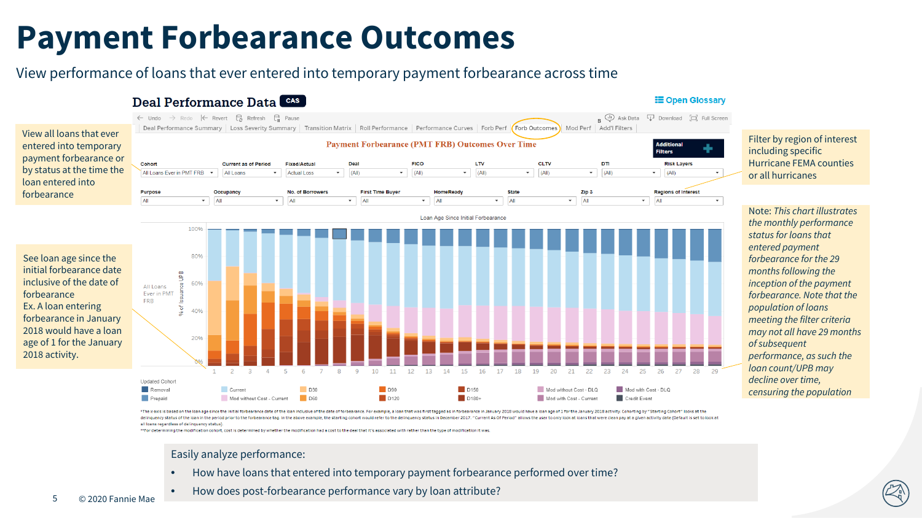# Payment Forbearance Outcomes

View performance of loans that ever entered into temporary payment forbearance across time

View all loans that ever entered into temporary payment forbearance or by status at the time the loan entered into forbearance

See loan age since the initial forbearance date inclusive of the date of forbearance
Ex. A loan entering forbearance in January 2018 would have a loan age of 1 for the January 2018 activity.

Filter by region of interest including specific Hurricane FEMA counties or all hurricanes

Note: *This chart illustrates the monthly performance status for loans that entered payment forbearance for the 29 months following the inception of the payment forbearance. Note that the population of loans meeting the filter criteria may not all have 29 months of subsequent performance, as such the loan count/UPB may decline over time, censuring the population*

Easily analyze performance:

- How have loans that entered into temporary payment forbearance performed over time?
- How does post-forbearance performance vary by loan attribute?

© 2020 Fannie Mae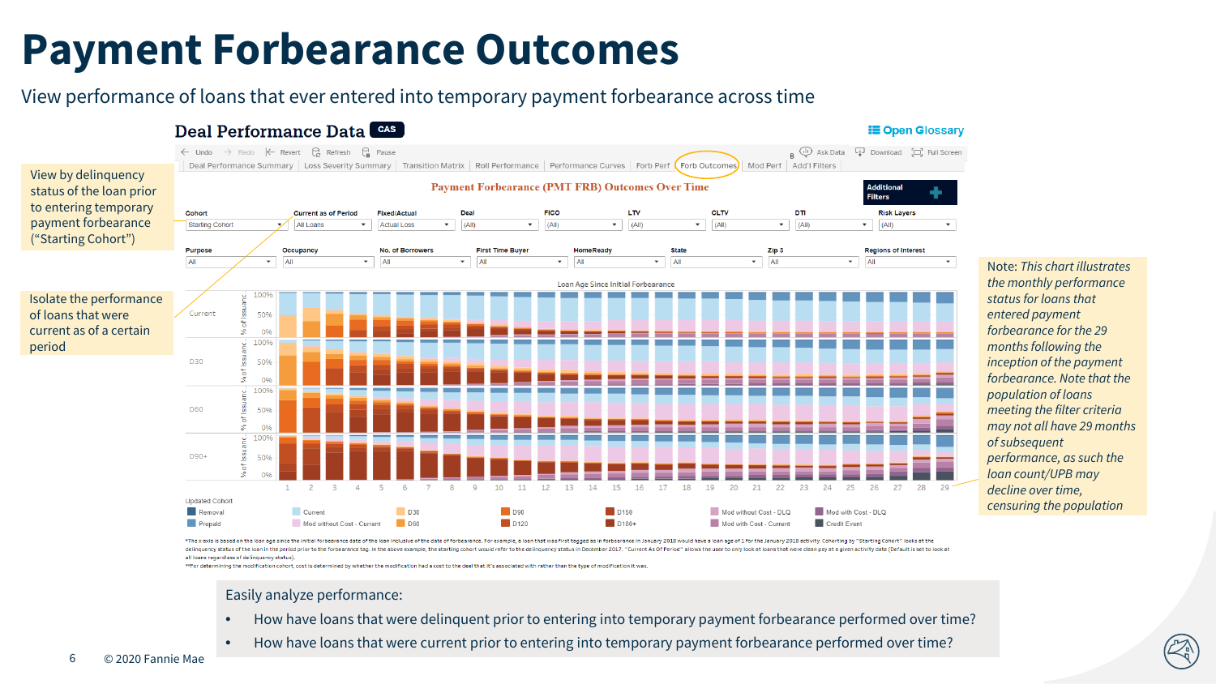# Payment Forbearance Outcomes

View performance of loans that ever entered into temporary payment forbearance across time

View by delinquency status of the loan prior to entering temporary payment forbearance ("Starting Cohort")

Isolate the performance of loans that were current as of a certain period

## Deal Performance Data

Payment Forbearance (PMT FRB) Outcomes Over Time

*The x-axis is based on the loan age since the initial forbearance date of the loan inclusive of the date of forbearance. For example, a loan that was first tagged as in forbearance in January 2018 would have a loan age of 1 for the January 2018 activity. Cohorting by "Starting Cohort" looks at the delinquency status of the loan in the period prior to the forbearance tag. In the above example, the starting cohort would refer to the delinquency status in December 2017. "Current As Of Period" allows the user to only look at loans that were clean pay at a given activity date (Default is set to look at all loans regardless of delinquency status).

**For determining the modification cohort, cost is determined by whether the modification had a cost to the deal that it's associated with rather then the type of modification it was.

Note: *This chart illustrates the monthly performance status for loans that entered payment forbearance for the 29 months following the inception of the payment forbearance. Note that the population of loans meeting the filter criteria may not all have 29 months of subsequent performance, as such the loan count/UPB may decline over time, censuring the population*

Easily analyze performance:

- How have loans that were delinquent prior to entering into temporary payment forbearance performed over time?
- How have loans that were current prior to entering into temporary payment forbearance performed over time?

© 2020 Fannie Mae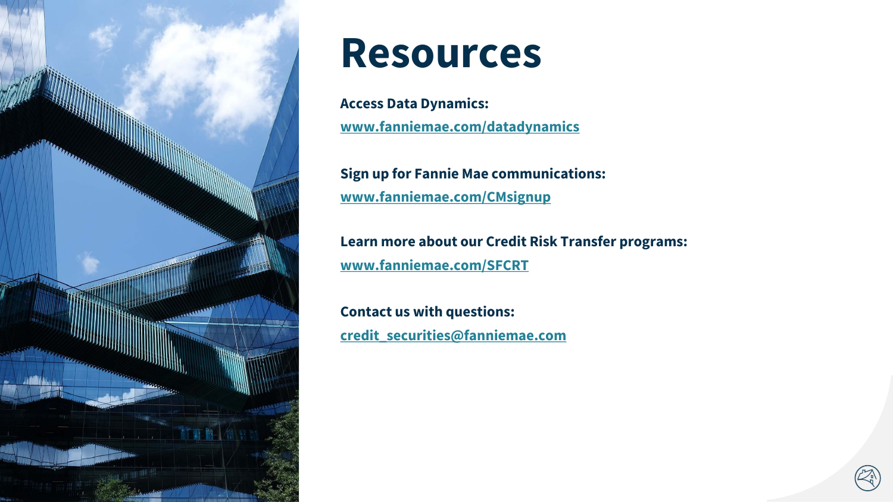# Resources

**Access Data Dynamics:**
**www.fanniemae.com/datadynamics**

**Sign up for Fannie Mae communications:**
**www.fanniemae.com/CMsignup**

**Learn more about our Credit Risk Transfer programs:**
**www.fanniemae.com/SFCRT**

**Contact us with questions:**
**credit_securities@fanniemae.com**